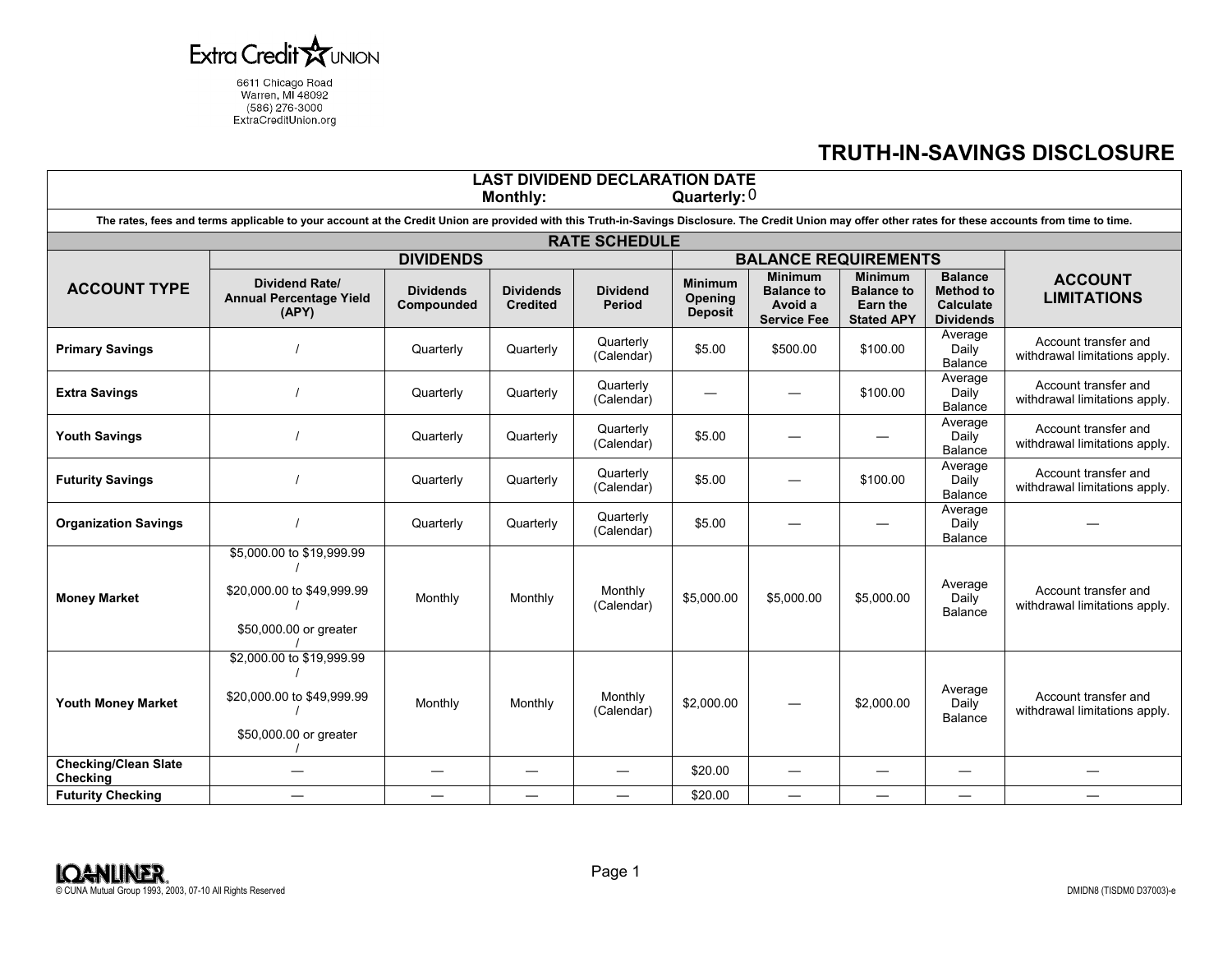Extra Credit UNION

6611 Chicago Road
Warren, MI 48092
(586) 276-3000
ExtraCreditUnion.org

# TRUTH-IN-SAVINGS DISCLOSURE

**LAST DIVIDEND DECLARATION DATE**
**Monthly:** **Quarterly:** 0

**The rates, fees and terms applicable to your account at the Credit Union are provided with this Truth-in-Savings Disclosure. The Credit Union may offer other rates for these accounts from time to time.**

**RATE SCHEDULE**

| ACCOUNT TYPE | DIVIDENDS | | | | BALANCE REQUIREMENTS | | | | ACCOUNT LIMITATIONS |
|---|---|---|---|---|---|---|---|---|---|
| | Dividend Rate/ Annual Percentage Yield (APY) | Dividends Compounded | Dividends Credited | Dividend Period | Minimum Opening Deposit | Minimum Balance to Avoid a Service Fee | Minimum Balance to Earn the Stated APY | Balance Method to Calculate Dividends | |
| **Primary Savings** | / | Quarterly | Quarterly | Quarterly (Calendar) | $5.00 | $500.00 | $100.00 | Average Daily Balance | Account transfer and withdrawal limitations apply. |
| **Extra Savings** | / | Quarterly | Quarterly | Quarterly (Calendar) | — | — | $100.00 | Average Daily Balance | Account transfer and withdrawal limitations apply. |
| **Youth Savings** | / | Quarterly | Quarterly | Quarterly (Calendar) | $5.00 | — | — | Average Daily Balance | Account transfer and withdrawal limitations apply. |
| **Futurity Savings** | / | Quarterly | Quarterly | Quarterly (Calendar) | $5.00 | — | $100.00 | Average Daily Balance | Account transfer and withdrawal limitations apply. |
| **Organization Savings** | / | Quarterly | Quarterly | Quarterly (Calendar) | $5.00 | — | — | Average Daily Balance | — |
| **Money Market** | $5,000.00 to $19,999.99 / <br> $20,000.00 to $49,999.99 / <br> $50,000.00 or greater / | Monthly | Monthly | Monthly (Calendar) | $5,000.00 | $5,000.00 | $5,000.00 | Average Daily Balance | Account transfer and withdrawal limitations apply. |
| **Youth Money Market** | $2,000.00 to $19,999.99 / <br> $20,000.00 to $49,999.99 / <br> $50,000.00 or greater / | Monthly | Monthly | Monthly (Calendar) | $2,000.00 | — | $2,000.00 | Average Daily Balance | Account transfer and withdrawal limitations apply. |
| **Checking/Clean Slate Checking** | — | — | — | — | $20.00 | — | — | — | — |
| **Futurity Checking** | — | — | — | — | $20.00 | — | — | — | — |

© CUNA Mutual Group 1993, 2003, 07-10 All Rights Reserved

DMIDN8 (TISDM0 D37003)-e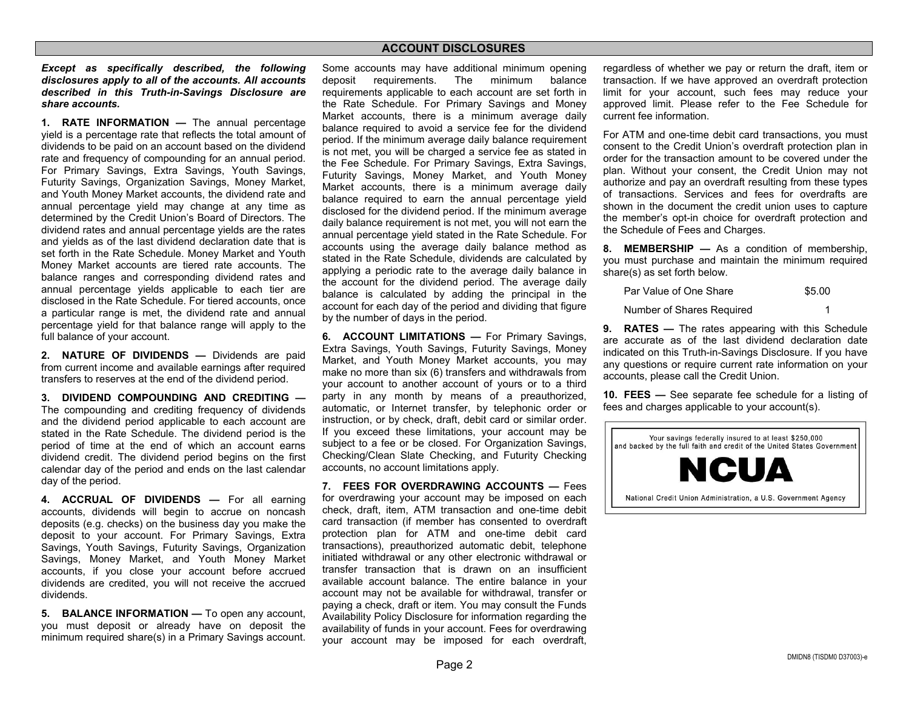## ACCOUNT DISCLOSURES

***Except as specifically described, the following disclosures apply to all of the accounts. All accounts described in this Truth-in-Savings Disclosure are share accounts.***

**1. RATE INFORMATION —** The annual percentage yield is a percentage rate that reflects the total amount of dividends to be paid on an account based on the dividend rate and frequency of compounding for an annual period. For Primary Savings, Extra Savings, Youth Savings, Futurity Savings, Organization Savings, Money Market, and Youth Money Market accounts, the dividend rate and annual percentage yield may change at any time as determined by the Credit Union's Board of Directors. The dividend rates and annual percentage yields are the rates and yields as of the last dividend declaration date that is set forth in the Rate Schedule. Money Market and Youth Money Market accounts are tiered rate accounts. The balance ranges and corresponding dividend rates and annual percentage yields applicable to each tier are disclosed in the Rate Schedule. For tiered accounts, once a particular range is met, the dividend rate and annual percentage yield for that balance range will apply to the full balance of your account.

**2. NATURE OF DIVIDENDS —** Dividends are paid from current income and available earnings after required transfers to reserves at the end of the dividend period.

**3. DIVIDEND COMPOUNDING AND CREDITING —** The compounding and crediting frequency of dividends and the dividend period applicable to each account are stated in the Rate Schedule. The dividend period is the period of time at the end of which an account earns dividend credit. The dividend period begins on the first calendar day of the period and ends on the last calendar day of the period.

**4. ACCRUAL OF DIVIDENDS —** For all earning accounts, dividends will begin to accrue on noncash deposits (e.g. checks) on the business day you make the deposit to your account. For Primary Savings, Extra Savings, Youth Savings, Futurity Savings, Organization Savings, Money Market, and Youth Money Market accounts, if you close your account before accrued dividends are credited, you will not receive the accrued dividends.

**5. BALANCE INFORMATION —** To open any account, you must deposit or already have on deposit the minimum required share(s) in a Primary Savings account. Some accounts may have additional minimum opening deposit requirements. The minimum balance requirements applicable to each account are set forth in the Rate Schedule. For Primary Savings and Money Market accounts, there is a minimum average daily balance required to avoid a service fee for the dividend period. If the minimum average daily balance requirement is not met, you will be charged a service fee as stated in the Fee Schedule. For Primary Savings, Extra Savings, Futurity Savings, Money Market, and Youth Money Market accounts, there is a minimum average daily balance required to earn the annual percentage yield disclosed for the dividend period. If the minimum average daily balance requirement is not met, you will not earn the annual percentage yield stated in the Rate Schedule. For accounts using the average daily balance method as stated in the Rate Schedule, dividends are calculated by applying a periodic rate to the average daily balance in the account for the dividend period. The average daily balance is calculated by adding the principal in the account for each day of the period and dividing that figure by the number of days in the period.

**6. ACCOUNT LIMITATIONS —** For Primary Savings, Extra Savings, Youth Savings, Futurity Savings, Money Market, and Youth Money Market accounts, you may make no more than six (6) transfers and withdrawals from your account to another account of yours or to a third party in any month by means of a preauthorized, automatic, or Internet transfer, by telephonic order or instruction, or by check, draft, debit card or similar order. If you exceed these limitations, your account may be subject to a fee or be closed. For Organization Savings, Checking/Clean Slate Checking, and Futurity Checking accounts, no account limitations apply.

**7. FEES FOR OVERDRAWING ACCOUNTS —** Fees for overdrawing your account may be imposed on each check, draft, item, ATM transaction and one-time debit card transaction (if member has consented to overdraft protection plan for ATM and one-time debit card transactions), preauthorized automatic debit, telephone initiated withdrawal or any other electronic withdrawal or transfer transaction that is drawn on an insufficient available account balance. The entire balance in your account may not be available for withdrawal, transfer or paying a check, draft or item. You may consult the Funds Availability Policy Disclosure for information regarding the availability of funds in your account. Fees for overdrawing your account may be imposed for each overdraft, regardless of whether we pay or return the draft, item or transaction. If we have approved an overdraft protection limit for your account, such fees may reduce your approved limit. Please refer to the Fee Schedule for current fee information.

For ATM and one-time debit card transactions, you must consent to the Credit Union's overdraft protection plan in order for the transaction amount to be covered under the plan. Without your consent, the Credit Union may not authorize and pay an overdraft resulting from these types of transactions. Services and fees for overdrafts are shown in the document the credit union uses to capture the member's opt-in choice for overdraft protection and the Schedule of Fees and Charges.

**8. MEMBERSHIP —** As a condition of membership, you must purchase and maintain the minimum required share(s) as set forth below.

| | |
|---|---|
| Par Value of One Share | $5.00 |
| Number of Shares Required | 1 |

**9. RATES —** The rates appearing with this Schedule are accurate as of the last dividend declaration date indicated on this Truth-in-Savings Disclosure. If you have any questions or require current rate information on your accounts, please call the Credit Union.

**10. FEES —** See separate fee schedule for a listing of fees and charges applicable to your account(s).

Your savings federally insured to at least $250,000 and backed by the full faith and credit of the United States Government

**NCUA**

National Credit Union Administration, a U.S. Government Agency

DMIDN8 (TISDM0 D37003)-e